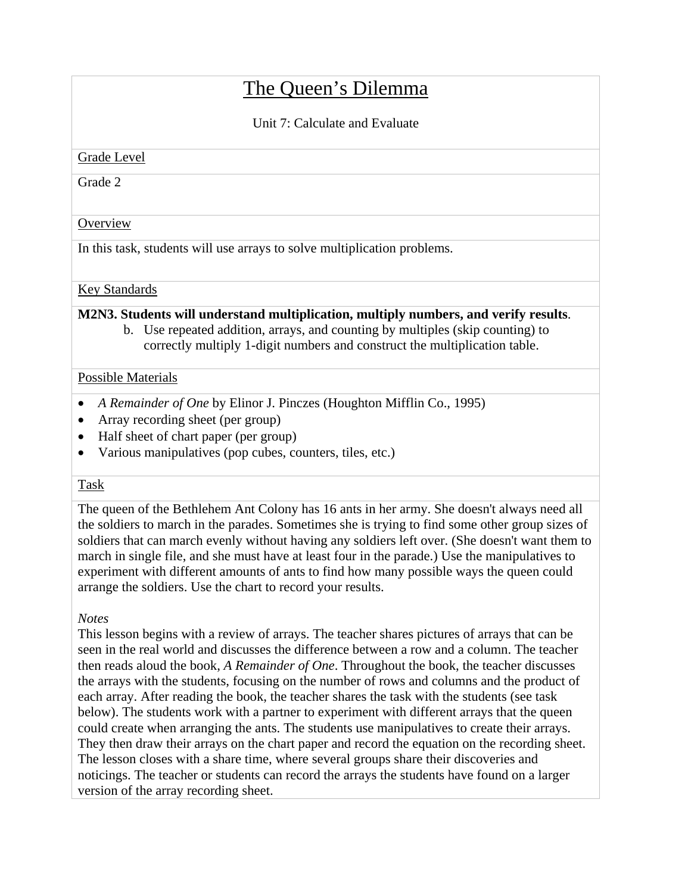# The Queen's Dilemma

Unit 7: Calculate and Evaluate

## Grade Level

Grade 2

## Overview

In this task, students will use arrays to solve multiplication problems.

## Key Standards

**M2N3. Students will understand multiplication, multiply numbers, and verify results**.

b. Use repeated addition, arrays, and counting by multiples (skip counting) to correctly multiply 1-digit numbers and construct the multiplication table.

## Possible Materials

- *A Remainder of One* by Elinor J. Pinczes (Houghton Mifflin Co., 1995)
- Array recording sheet (per group)
- Half sheet of chart paper (per group)
- Various manipulatives (pop cubes, counters, tiles, etc.)

## Task

The queen of the Bethlehem Ant Colony has 16 ants in her army. She doesn't always need all the soldiers to march in the parades. Sometimes she is trying to find some other group sizes of soldiers that can march evenly without having any soldiers left over. (She doesn't want them to march in single file, and she must have at least four in the parade.) Use the manipulatives to experiment with different amounts of ants to find how many possible ways the queen could arrange the soldiers. Use the chart to record your results.

*Notes*

This lesson begins with a review of arrays. The teacher shares pictures of arrays that can be seen in the real world and discusses the difference between a row and a column. The teacher then reads aloud the book, *A Remainder of One*. Throughout the book, the teacher discusses the arrays with the students, focusing on the number of rows and columns and the product of each array. After reading the book, the teacher shares the task with the students (see task below). The students work with a partner to experiment with different arrays that the queen could create when arranging the ants. The students use manipulatives to create their arrays. They then draw their arrays on the chart paper and record the equation on the recording sheet. The lesson closes with a share time, where several groups share their discoveries and noticings. The teacher or students can record the arrays the students have found on a larger version of the array recording sheet.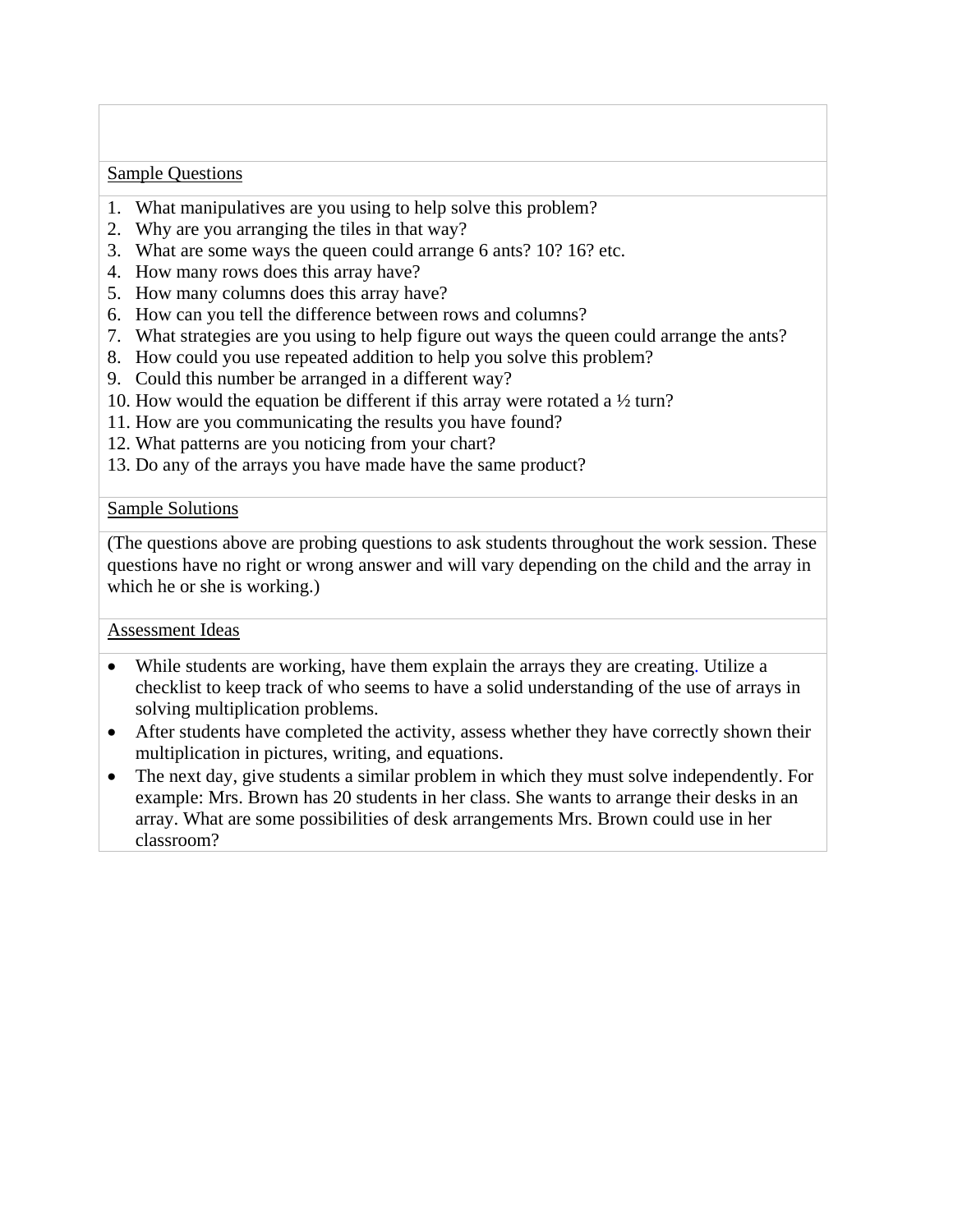Sample Questions

1. What manipulatives are you using to help solve this problem?
2. Why are you arranging the tiles in that way?
3. What are some ways the queen could arrange 6 ants? 10? 16? etc.
4. How many rows does this array have?
5. How many columns does this array have?
6. How can you tell the difference between rows and columns?
7. What strategies are you using to help figure out ways the queen could arrange the ants?
8. How could you use repeated addition to help you solve this problem?
9. Could this number be arranged in a different way?
10. How would the equation be different if this array were rotated a ½ turn?
11. How are you communicating the results you have found?
12. What patterns are you noticing from your chart?
13. Do any of the arrays you have made have the same product?

Sample Solutions

(The questions above are probing questions to ask students throughout the work session. These questions have no right or wrong answer and will vary depending on the child and the array in which he or she is working.)

Assessment Ideas

- While students are working, have them explain the arrays they are creating. Utilize a checklist to keep track of who seems to have a solid understanding of the use of arrays in solving multiplication problems.
- After students have completed the activity, assess whether they have correctly shown their multiplication in pictures, writing, and equations.
- The next day, give students a similar problem in which they must solve independently. For example: Mrs. Brown has 20 students in her class. She wants to arrange their desks in an array. What are some possibilities of desk arrangements Mrs. Brown could use in her classroom?